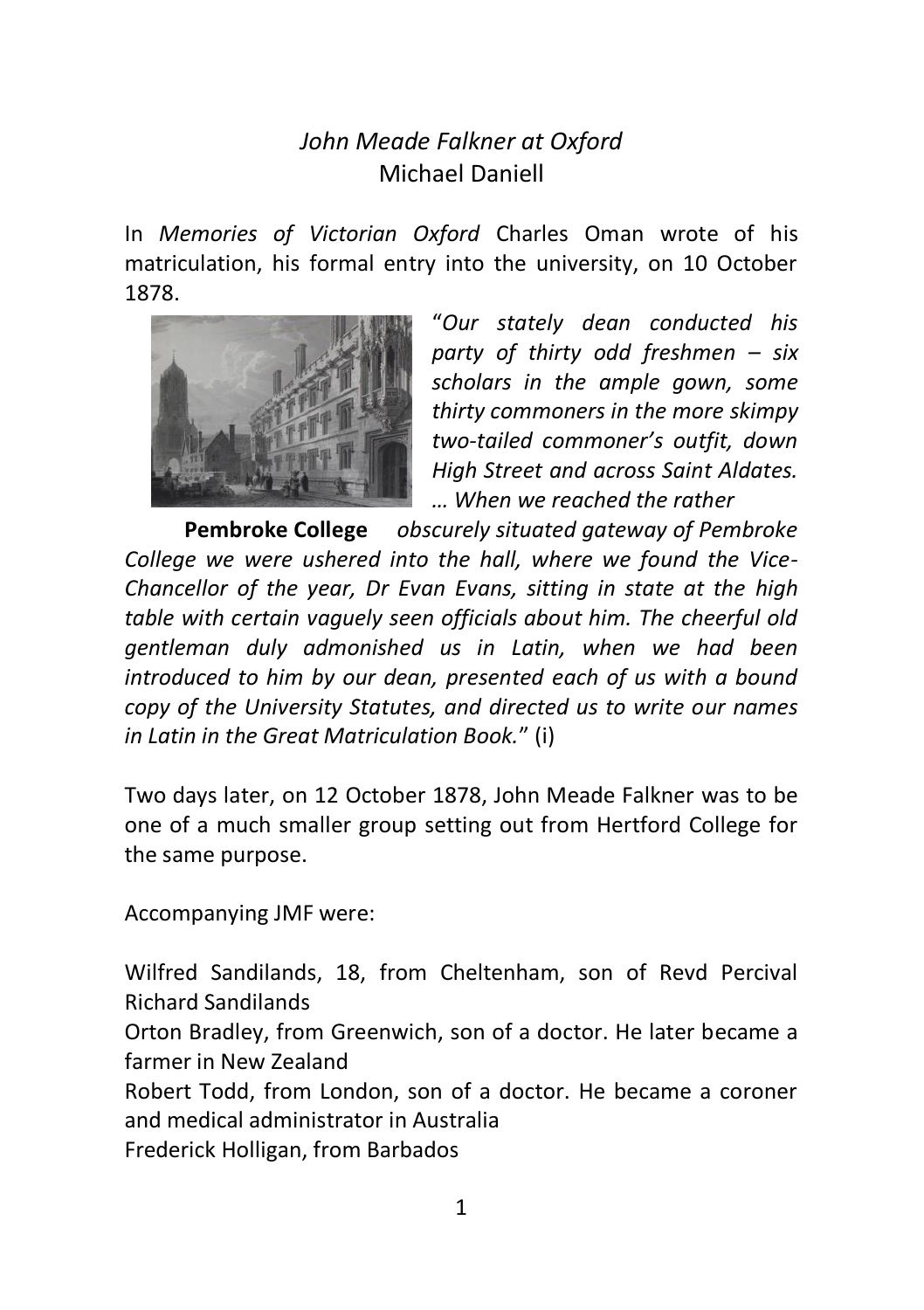# *John Meade Falkner at Oxford*

Michael Daniell

In *Memories of Victorian Oxford* Charles Oman wrote of his matriculation, his formal entry into the university, on 10 October 1878.

**Pembroke College**

"*Our stately dean conducted his party of thirty odd freshmen – six scholars in the ample gown, some thirty commoners in the more skimpy two-tailed commoner's outfit, down High Street and across Saint Aldates. … When we reached the rather obscurely situated gateway of Pembroke College we were ushered into the hall, where we found the Vice-Chancellor of the year, Dr Evan Evans, sitting in state at the high table with certain vaguely seen officials about him. The cheerful old gentleman duly admonished us in Latin, when we had been introduced to him by our dean, presented each of us with a bound copy of the University Statutes, and directed us to write our names in Latin in the Great Matriculation Book.*" (i)

Two days later, on 12 October 1878, John Meade Falkner was to be one of a much smaller group setting out from Hertford College for the same purpose.

Accompanying JMF were:

Wilfred Sandilands, 18, from Cheltenham, son of Revd Percival Richard Sandilands
Orton Bradley, from Greenwich, son of a doctor. He later became a farmer in New Zealand
Robert Todd, from London, son of a doctor. He became a coroner and medical administrator in Australia
Frederick Holligan, from Barbados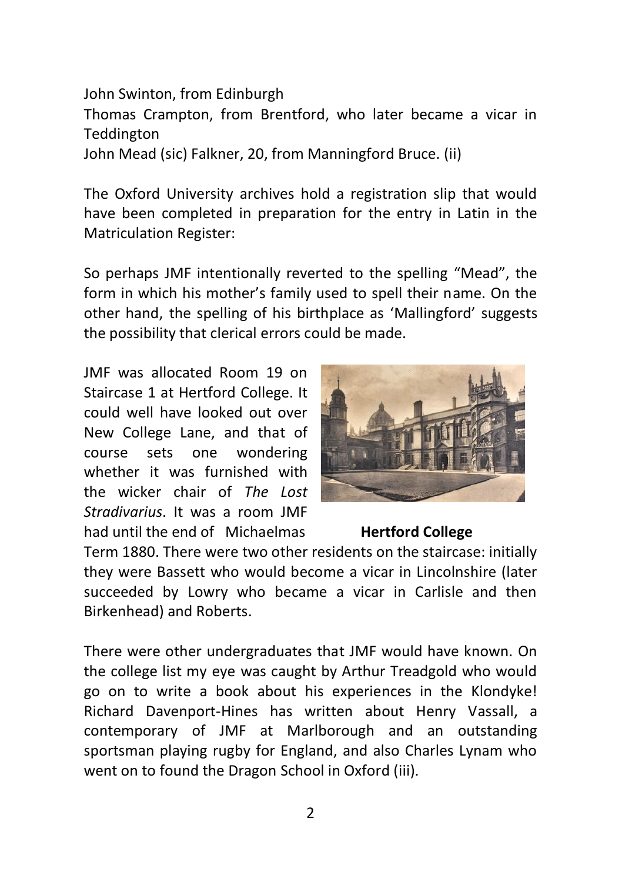John Swinton, from Edinburgh

Thomas Crampton, from Brentford, who later became a vicar in Teddington

John Mead (sic) Falkner, 20, from Manningford Bruce. (ii)

The Oxford University archives hold a registration slip that would have been completed in preparation for the entry in Latin in the Matriculation Register:

So perhaps JMF intentionally reverted to the spelling "Mead", the form in which his mother's family used to spell their name. On the other hand, the spelling of his birthplace as 'Mallingford' suggests the possibility that clerical errors could be made.

JMF was allocated Room 19 on Staircase 1 at Hertford College. It could well have looked out over New College Lane, and that of course sets one wondering whether it was furnished with the wicker chair of *The Lost Stradivarius*. It was a room JMF had until the end of Michaelmas Term 1880. There were two other residents on the staircase: initially they were Bassett who would become a vicar in Lincolnshire (later succeeded by Lowry who became a vicar in Carlisle and then Birkenhead) and Roberts.

**Hertford College**

There were other undergraduates that JMF would have known. On the college list my eye was caught by Arthur Treadgold who would go on to write a book about his experiences in the Klondyke! Richard Davenport-Hines has written about Henry Vassall, a contemporary of JMF at Marlborough and an outstanding sportsman playing rugby for England, and also Charles Lynam who went on to found the Dragon School in Oxford (iii).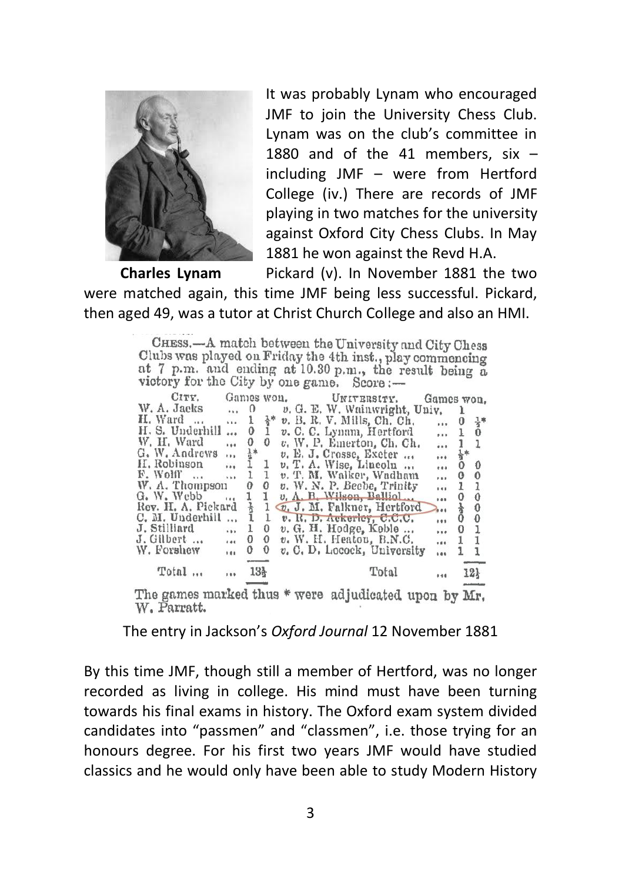**Charles Lynam**

It was probably Lynam who encouraged JMF to join the University Chess Club. Lynam was on the club's committee in 1880 and of the 41 members, six – including JMF – were from Hertford College (iv.) There are records of JMF playing in two matches for the university against Oxford City Chess Clubs. In May 1881 he won against the Revd H.A. Pickard (v). In November 1881 the two were matched again, this time JMF being less successful. Pickard, then aged 49, was a tutor at Christ Church College and also an HMI.

CHESS.—A match between the University and City Chess Clubs was played on Friday the 4th inst., play commencing at 7 p.m. and ending at 10.30 p.m., the result being a victory for the City by one game. Score:—

| CITY. | Games won. | | UNIVERSITY. | Games won. | |
|---|---|---|---|---|---|
| W. A. Jacks | 0 | | v. G. E. W. Wainwright, Univ. | 1 | |
| H. Ward | 1 | ½* | v. B. R. V. Mills, Ch. Ch. | 0 | ½* |
| H. S. Underhill | 0 | 1 | v. C. C. Lynam, Hertford | 1 | 0 |
| W. H. Ward | 0 | 0 | v. W. P. Emerton, Ch. Ch. | 1 | 1 |
| G. W. Andrews | ½* | | v. E. J. Crosse, Exeter | ½* | |
| H. Robinson | 1 | 1 | v. T. A. Wise, Lincoln | 0 | 0 |
| F. Wolff | 1 | 1 | v. T. M. Walker, Wadham | 0 | 0 |
| W. A. Thompson | 0 | 0 | v. W. N. P. Beebe, Trinity | 1 | 1 |
| G. W. Webb | 1 | 1 | v. A. B. Wilson, Balliol | 0 | 0 |
| Rev. H. A. Pickard | ½ | 1 | v. J. M. Falkner, Hertford | ½ | 0 |
| C. M. Underhill | 1 | 1 | v. R. D. Ackerley, C.C.C. | 0 | 0 |
| J. Stilliard | 1 | 0 | v. G. H. Hodge, Keble | 0 | 1 |
| J. Gilbert | 0 | 0 | v. W. H. Heaton, B.N.C. | 1 | 1 |
| W. Forshew | 0 | 0 | v. C. D. Locock, University | 1 | 1 |
| Total | 13½ | | Total | 12½ | |

The games marked thus * were adjudicated upon by Mr. W. Parratt.

The entry in Jackson's *Oxford Journal* 12 November 1881

By this time JMF, though still a member of Hertford, was no longer recorded as living in college. His mind must have been turning towards his final exams in history. The Oxford exam system divided candidates into "passmen" and "classmen", i.e. those trying for an honours degree. For his first two years JMF would have studied classics and he would only have been able to study Modern History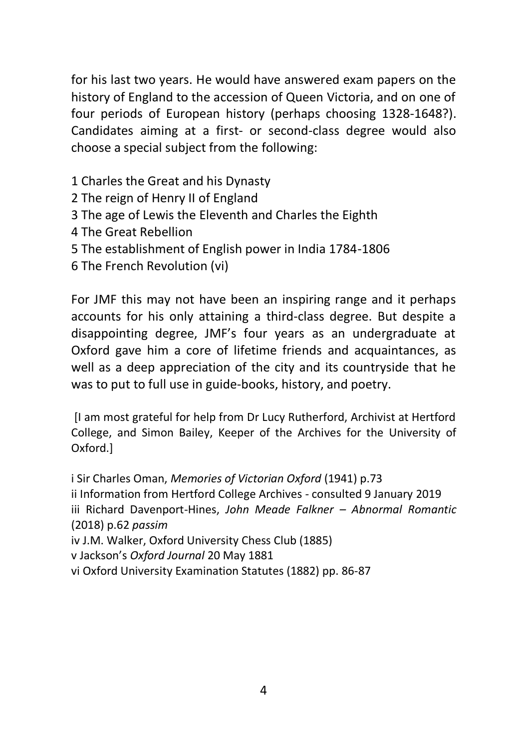for his last two years. He would have answered exam papers on the history of England to the accession of Queen Victoria, and on one of four periods of European history (perhaps choosing 1328-1648?). Candidates aiming at a first- or second-class degree would also choose a special subject from the following:

1 Charles the Great and his Dynasty
2 The reign of Henry II of England
3 The age of Lewis the Eleventh and Charles the Eighth
4 The Great Rebellion
5 The establishment of English power in India 1784-1806
6 The French Revolution (vi)

For JMF this may not have been an inspiring range and it perhaps accounts for his only attaining a third-class degree. But despite a disappointing degree, JMF's four years as an undergraduate at Oxford gave him a core of lifetime friends and acquaintances, as well as a deep appreciation of the city and its countryside that he was to put to full use in guide-books, history, and poetry.

[I am most grateful for help from Dr Lucy Rutherford, Archivist at Hertford College, and Simon Bailey, Keeper of the Archives for the University of Oxford.]

i Sir Charles Oman, *Memories of Victorian Oxford* (1941) p.73
ii Information from Hertford College Archives - consulted 9 January 2019
iii Richard Davenport-Hines, *John Meade Falkner – Abnormal Romantic* (2018) p.62 *passim*
iv J.M. Walker, Oxford University Chess Club (1885)
v Jackson's *Oxford Journal* 20 May 1881
vi Oxford University Examination Statutes (1882) pp. 86-87